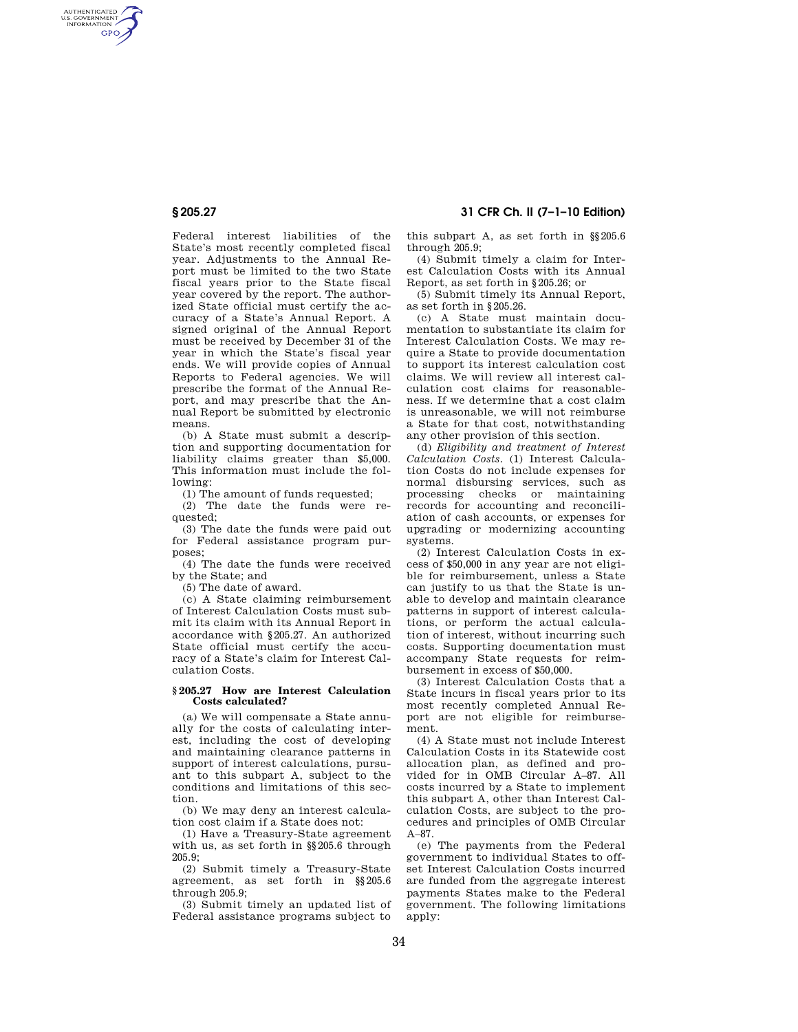Federal interest liabilities of the State's most recently completed fiscal year. Adjustments to the Annual Report must be limited to the two State fiscal years prior to the State fiscal year covered by the report. The authorized State official must certify the accuracy of a State's Annual Report. A signed original of the Annual Report must be received by December 31 of the year in which the State's fiscal year ends. We will provide copies of Annual Reports to Federal agencies. We will prescribe the format of the Annual Report, and may prescribe that the Annual Report be submitted by electronic means.

(b) A State must submit a description and supporting documentation for liability claims greater than $5,000. This information must include the following:

(1) The amount of funds requested;

(2) The date the funds were requested;

(3) The date the funds were paid out for Federal assistance program purposes;

(4) The date the funds were received by the State; and

(5) The date of award.

(c) A State claiming reimbursement of Interest Calculation Costs must submit its claim with its Annual Report in accordance with §205.27. An authorized State official must certify the accuracy of a State's claim for Interest Calculation Costs.

### §205.27 How are Interest Calculation Costs calculated?

(a) We will compensate a State annually for the costs of calculating interest, including the cost of developing and maintaining clearance patterns in support of interest calculations, pursuant to this subpart A, subject to the conditions and limitations of this section.

(b) We may deny an interest calculation cost claim if a State does not:

(1) Have a Treasury-State agreement with us, as set forth in §§205.6 through 205.9;

(2) Submit timely a Treasury-State agreement, as set forth in §§205.6 through 205.9;

(3) Submit timely an updated list of Federal assistance programs subject to this subpart A, as set forth in §§205.6 through 205.9;

(4) Submit timely a claim for Interest Calculation Costs with its Annual Report, as set forth in §205.26; or

(5) Submit timely its Annual Report, as set forth in §205.26.

(c) A State must maintain documentation to substantiate its claim for Interest Calculation Costs. We may require a State to provide documentation to support its interest calculation cost claims. We will review all interest calculation cost claims for reasonableness. If we determine that a cost claim is unreasonable, we will not reimburse a State for that cost, notwithstanding any other provision of this section.

(d) *Eligibility and treatment of Interest Calculation Costs.* (1) Interest Calculation Costs do not include expenses for normal disbursing services, such as processing checks or maintaining records for accounting and reconciliation of cash accounts, or expenses for upgrading or modernizing accounting systems.

(2) Interest Calculation Costs in excess of $50,000 in any year are not eligible for reimbursement, unless a State can justify to us that the State is unable to develop and maintain clearance patterns in support of interest calculations, or perform the actual calculation of interest, without incurring such costs. Supporting documentation must accompany State requests for reimbursement in excess of $50,000.

(3) Interest Calculation Costs that a State incurs in fiscal years prior to its most recently completed Annual Report are not eligible for reimbursement.

(4) A State must not include Interest Calculation Costs in its Statewide cost allocation plan, as defined and provided for in OMB Circular A–87. All costs incurred by a State to implement this subpart A, other than Interest Calculation Costs, are subject to the procedures and principles of OMB Circular A–87.

(e) The payments from the Federal government to individual States to offset Interest Calculation Costs incurred are funded from the aggregate interest payments States make to the Federal government. The following limitations apply: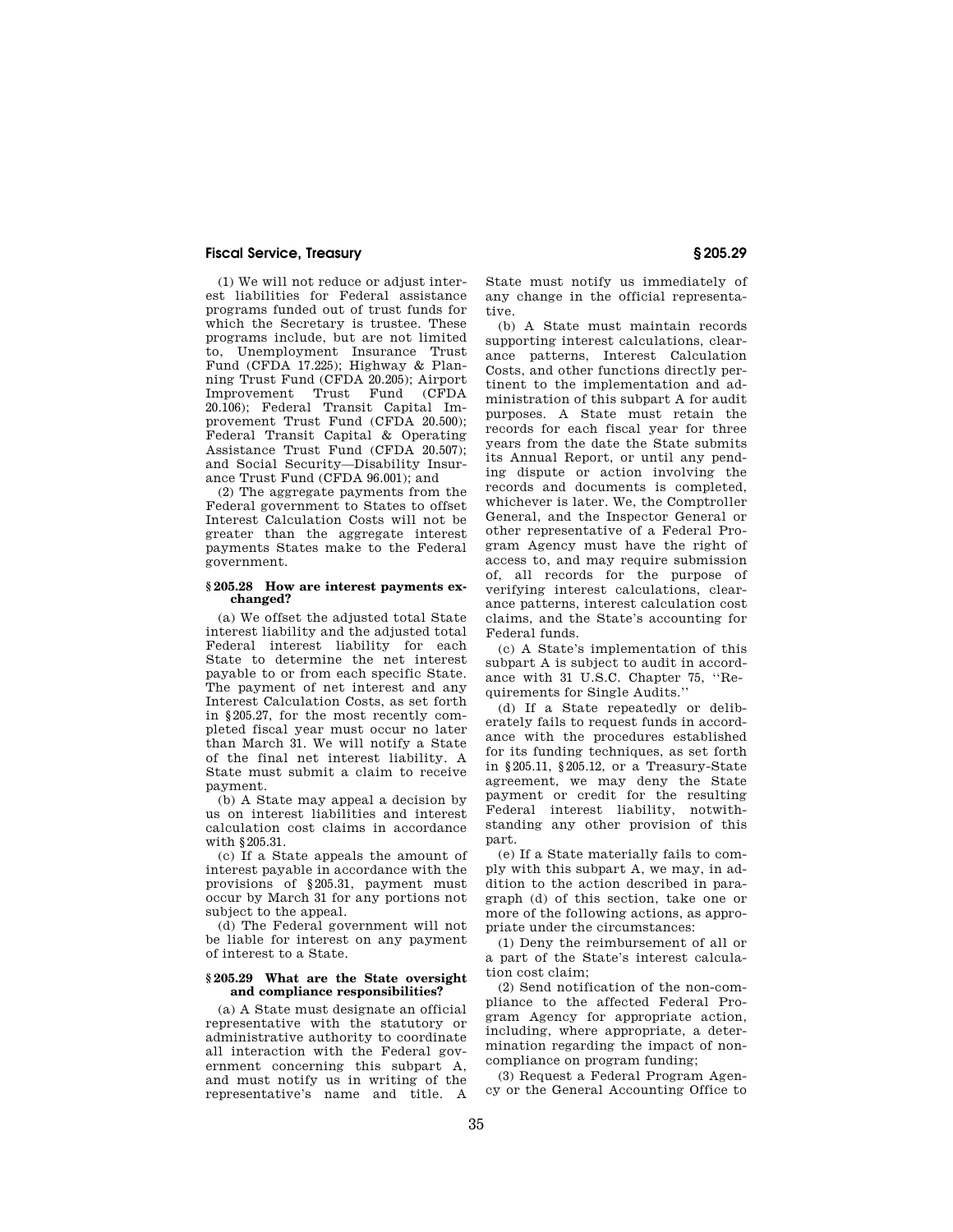(1) We will not reduce or adjust interest liabilities for Federal assistance programs funded out of trust funds for which the Secretary is trustee. These programs include, but are not limited to, Unemployment Insurance Trust Fund (CFDA 17.225); Highway & Planning Trust Fund (CFDA 20.205); Airport Improvement Trust Fund (CFDA 20.106); Federal Transit Capital Improvement Trust Fund (CFDA 20.500); Federal Transit Capital & Operating Assistance Trust Fund (CFDA 20.507); and Social Security—Disability Insurance Trust Fund (CFDA 96.001); and

(2) The aggregate payments from the Federal government to States to offset Interest Calculation Costs will not be greater than the aggregate interest payments States make to the Federal government.

### § 205.28 How are interest payments exchanged?

(a) We offset the adjusted total State interest liability and the adjusted total Federal interest liability for each State to determine the net interest payable to or from each specific State. The payment of net interest and any Interest Calculation Costs, as set forth in §205.27, for the most recently completed fiscal year must occur no later than March 31. We will notify a State of the final net interest liability. A State must submit a claim to receive payment.

(b) A State may appeal a decision by us on interest liabilities and interest calculation cost claims in accordance with §205.31.

(c) If a State appeals the amount of interest payable in accordance with the provisions of §205.31, payment must occur by March 31 for any portions not subject to the appeal.

(d) The Federal government will not be liable for interest on any payment of interest to a State.

### § 205.29 What are the State oversight and compliance responsibilities?

(a) A State must designate an official representative with the statutory or administrative authority to coordinate all interaction with the Federal government concerning this subpart A, and must notify us in writing of the representative's name and title. A State must notify us immediately of any change in the official representative.

(b) A State must maintain records supporting interest calculations, clearance patterns, Interest Calculation Costs, and other functions directly pertinent to the implementation and administration of this subpart A for audit purposes. A State must retain the records for each fiscal year for three years from the date the State submits its Annual Report, or until any pending dispute or action involving the records and documents is completed, whichever is later. We, the Comptroller General, and the Inspector General or other representative of a Federal Program Agency must have the right of access to, and may require submission of, all records for the purpose of verifying interest calculations, clearance patterns, interest calculation cost claims, and the State's accounting for Federal funds.

(c) A State's implementation of this subpart A is subject to audit in accordance with 31 U.S.C. Chapter 75, ''Requirements for Single Audits.''

(d) If a State repeatedly or deliberately fails to request funds in accordance with the procedures established for its funding techniques, as set forth in §205.11, §205.12, or a Treasury-State agreement, we may deny the State payment or credit for the resulting Federal interest liability, notwithstanding any other provision of this part.

(e) If a State materially fails to comply with this subpart A, we may, in addition to the action described in paragraph (d) of this section, take one or more of the following actions, as appropriate under the circumstances:

(1) Deny the reimbursement of all or a part of the State's interest calculation cost claim;

(2) Send notification of the non-compliance to the affected Federal Program Agency for appropriate action, including, where appropriate, a determination regarding the impact of non-compliance on program funding;

(3) Request a Federal Program Agency or the General Accounting Office to